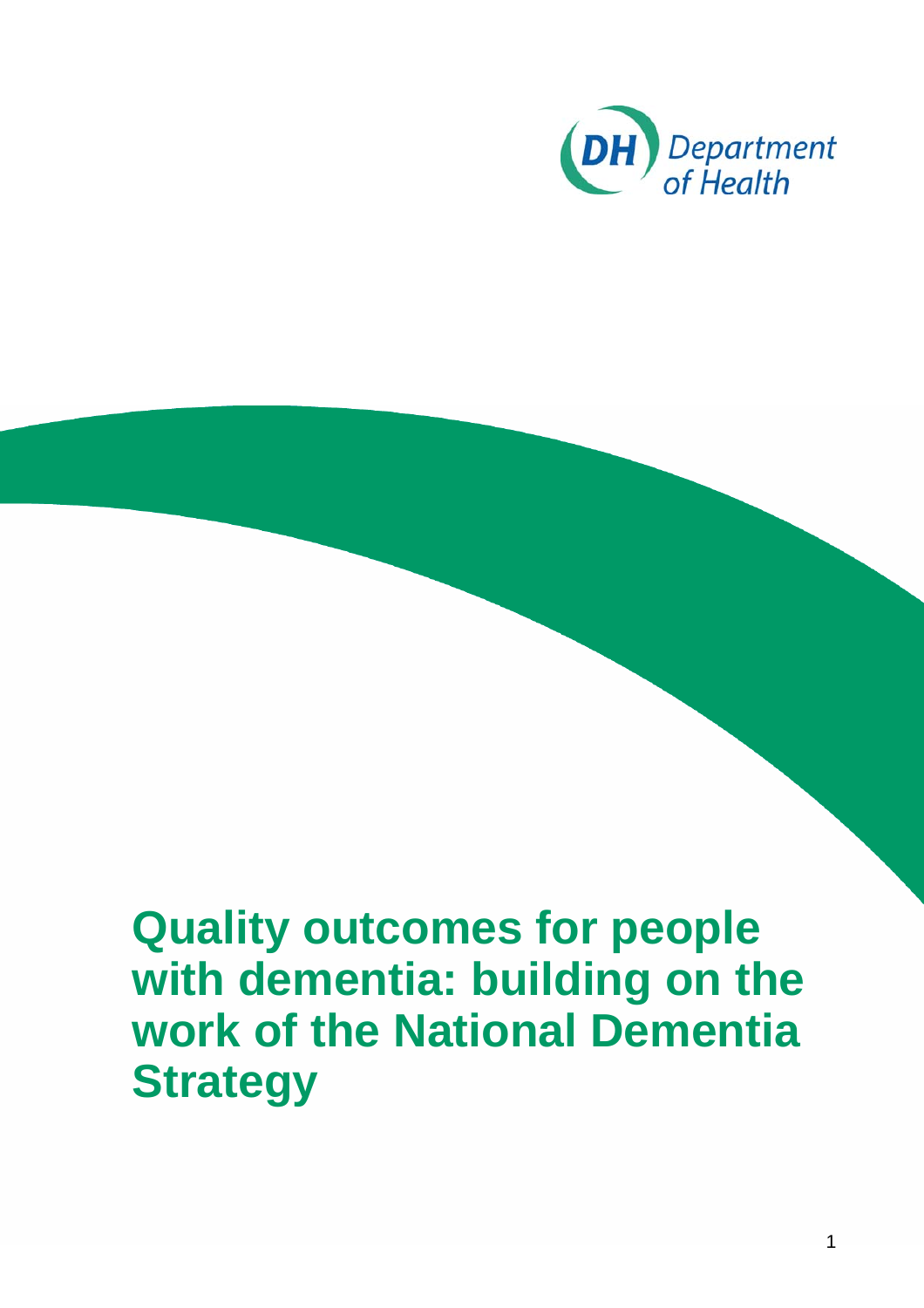Department of Health

# Quality outcomes for people with dementia: building on the work of the National Dementia Strategy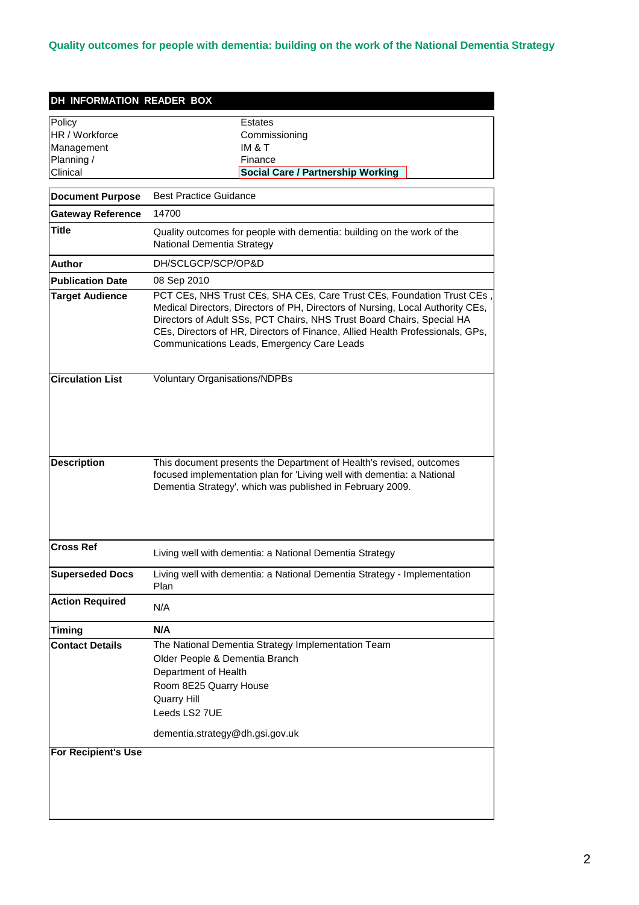**Quality outcomes for people with dementia: building on the work of the National Dementia Strategy**

## DH INFORMATION READER BOX

| | |
|---|---|
| Policy | Estates |
| HR / Workforce | Commissioning |
| Management | IM & T |
| Planning / | Finance |
| Clinical | **Social Care / Partnership Working** |

| | |
|---|---|
| **Document Purpose** | Best Practice Guidance |
| **Gateway Reference** | 14700 |
| **Title** | Quality outcomes for people with dementia: building on the work of the National Dementia Strategy |
| **Author** | DH/SCLGCP/SCP/OP&D |
| **Publication Date** | 08 Sep 2010 |
| **Target Audience** | PCT CEs, NHS Trust CEs, SHA CEs, Care Trust CEs, Foundation Trust CEs , Medical Directors, Directors of PH, Directors of Nursing, Local Authority CEs, Directors of Adult SSs, PCT Chairs, NHS Trust Board Chairs, Special HA CEs, Directors of HR, Directors of Finance, Allied Health Professionals, GPs, Communications Leads, Emergency Care Leads |
| **Circulation List** | Voluntary Organisations/NDPBs |
| **Description** | This document presents the Department of Health's revised, outcomes focused implementation plan for 'Living well with dementia: a National Dementia Strategy', which was published in February 2009. |
| **Cross Ref** | Living well with dementia: a National Dementia Strategy |
| **Superseded Docs** | Living well with dementia: a National Dementia Strategy - Implementation Plan |
| **Action Required** | N/A |
| **Timing** | **N/A** |
| **Contact Details** | The National Dementia Strategy Implementation Team<br>Older People & Dementia Branch<br>Department of Health<br>Room 8E25 Quarry House<br>Quarry Hill<br>Leeds LS2 7UE<br><br>dementia.strategy@dh.gsi.gov.uk |
| **For Recipient's Use** | |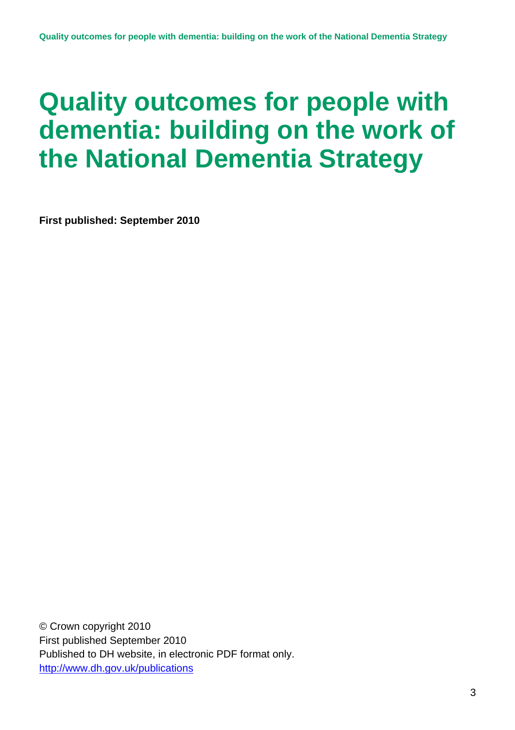# Quality outcomes for people with dementia: building on the work of the National Dementia Strategy

**First published: September 2010**

© Crown copyright 2010
First published September 2010
Published to DH website, in electronic PDF format only.
http://www.dh.gov.uk/publications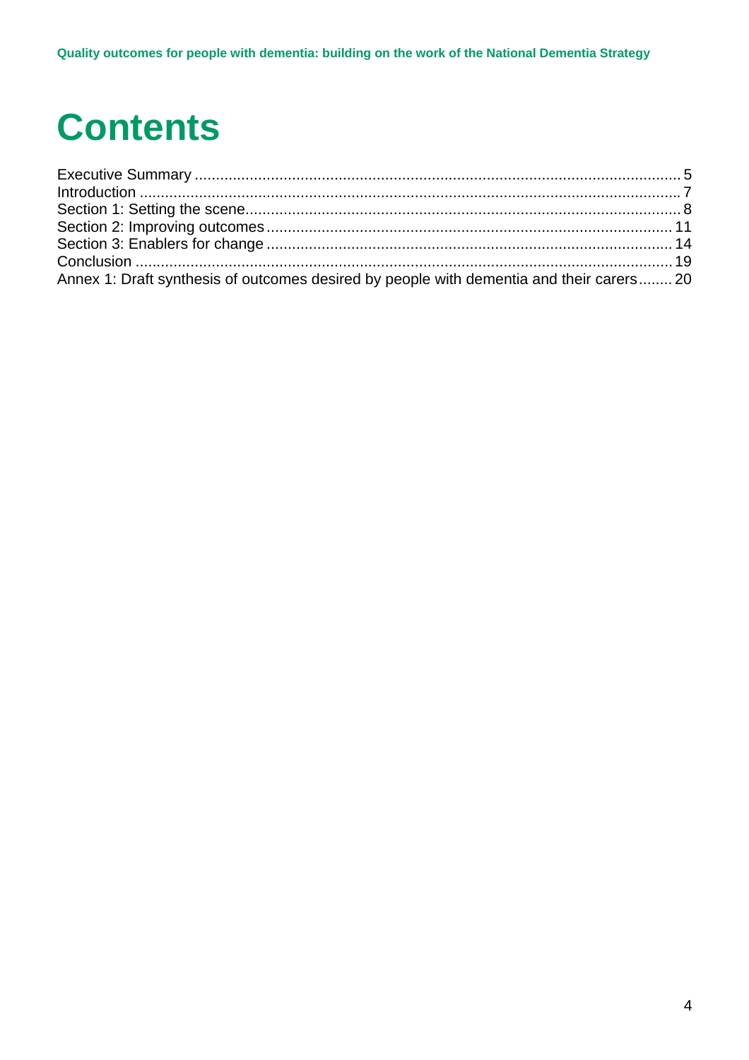# Contents

Executive Summary ..... 5
Introduction ..... 7
Section 1: Setting the scene ..... 8
Section 2: Improving outcomes ..... 11
Section 3: Enablers for change ..... 14
Conclusion ..... 19
Annex 1: Draft synthesis of outcomes desired by people with dementia and their carers ..... 20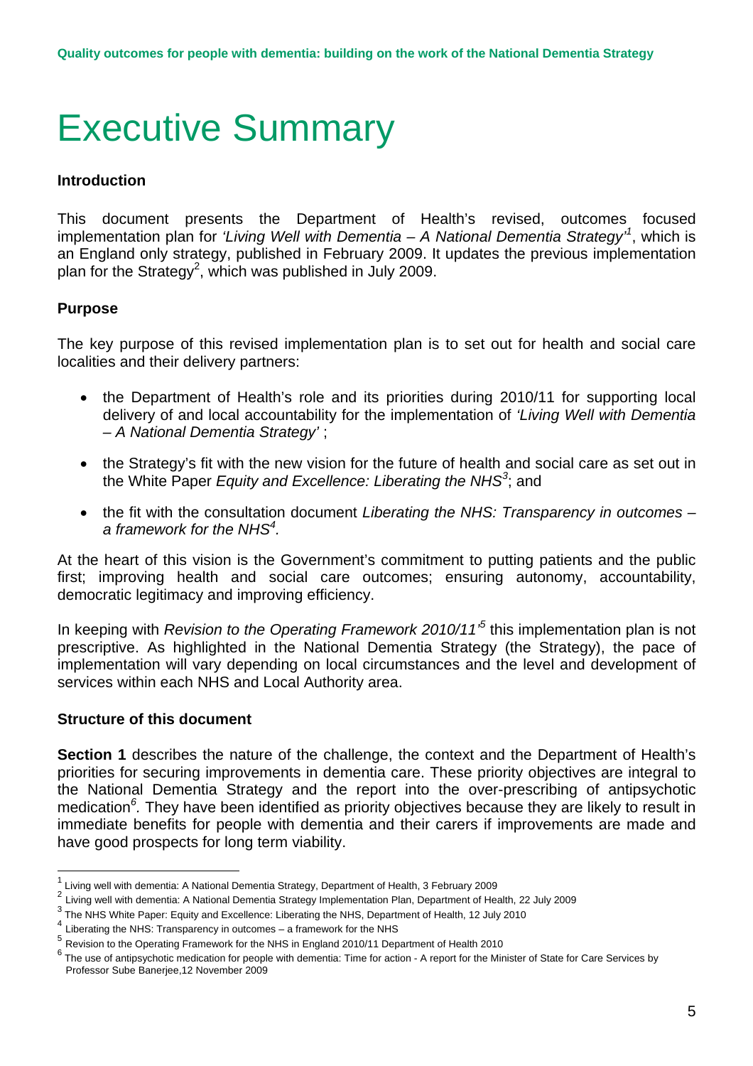# Executive Summary

**Introduction**

This document presents the Department of Health's revised, outcomes focused implementation plan for *'Living Well with Dementia – A National Dementia Strategy'*[1], which is an England only strategy, published in February 2009. It updates the previous implementation plan for the Strategy[2], which was published in July 2009.

**Purpose**

The key purpose of this revised implementation plan is to set out for health and social care localities and their delivery partners:

- the Department of Health's role and its priorities during 2010/11 for supporting local delivery of and local accountability for the implementation of *'Living Well with Dementia – A National Dementia Strategy'* ;
- the Strategy's fit with the new vision for the future of health and social care as set out in the White Paper *Equity and Excellence: Liberating the NHS*[3]; and
- the fit with the consultation document *Liberating the NHS: Transparency in outcomes – a framework for the NHS*[4].

At the heart of this vision is the Government's commitment to putting patients and the public first; improving health and social care outcomes; ensuring autonomy, accountability, democratic legitimacy and improving efficiency.

In keeping with *Revision to the Operating Framework 2010/11'*[5] this implementation plan is not prescriptive. As highlighted in the National Dementia Strategy (the Strategy), the pace of implementation will vary depending on local circumstances and the level and development of services within each NHS and Local Authority area.

**Structure of this document**

**Section 1** describes the nature of the challenge, the context and the Department of Health's priorities for securing improvements in dementia care. These priority objectives are integral to the National Dementia Strategy and the report into the over-prescribing of antipsychotic medication[6]. They have been identified as priority objectives because they are likely to result in immediate benefits for people with dementia and their carers if improvements are made and have good prospects for long term viability.

---

[1] Living well with dementia: A National Dementia Strategy, Department of Health, 3 February 2009

[2] Living well with dementia: A National Dementia Strategy Implementation Plan, Department of Health, 22 July 2009

[3] The NHS White Paper: Equity and Excellence: Liberating the NHS, Department of Health, 12 July 2010

[4] Liberating the NHS: Transparency in outcomes – a framework for the NHS

[5] Revision to the Operating Framework for the NHS in England 2010/11 Department of Health 2010

[6] The use of antipsychotic medication for people with dementia: Time for action - A report for the Minister of State for Care Services by Professor Sube Banerjee,12 November 2009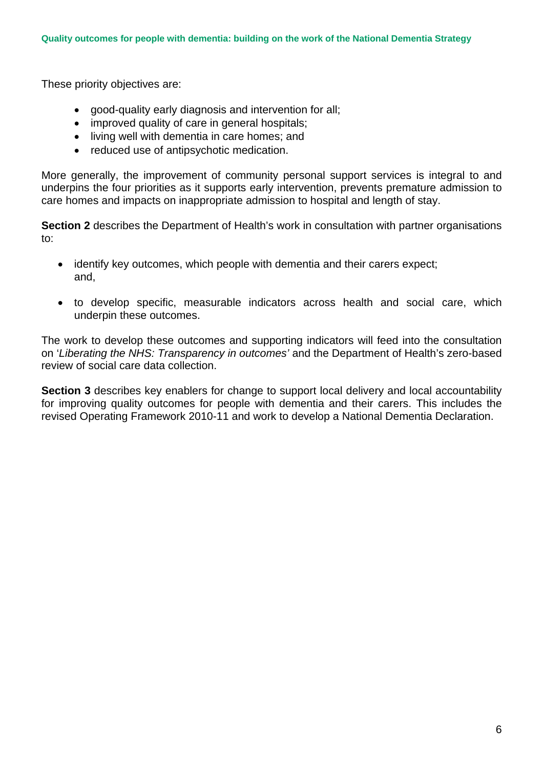These priority objectives are:

- good-quality early diagnosis and intervention for all;
- improved quality of care in general hospitals;
- living well with dementia in care homes; and
- reduced use of antipsychotic medication.

More generally, the improvement of community personal support services is integral to and underpins the four priorities as it supports early intervention, prevents premature admission to care homes and impacts on inappropriate admission to hospital and length of stay.

**Section 2** describes the Department of Health's work in consultation with partner organisations to:

- identify key outcomes, which people with dementia and their carers expect; and,
- to develop specific, measurable indicators across health and social care, which underpin these outcomes.

The work to develop these outcomes and supporting indicators will feed into the consultation on '*Liberating the NHS: Transparency in outcomes'* and the Department of Health's zero-based review of social care data collection.

**Section 3** describes key enablers for change to support local delivery and local accountability for improving quality outcomes for people with dementia and their carers. This includes the revised Operating Framework 2010-11 and work to develop a National Dementia Declaration.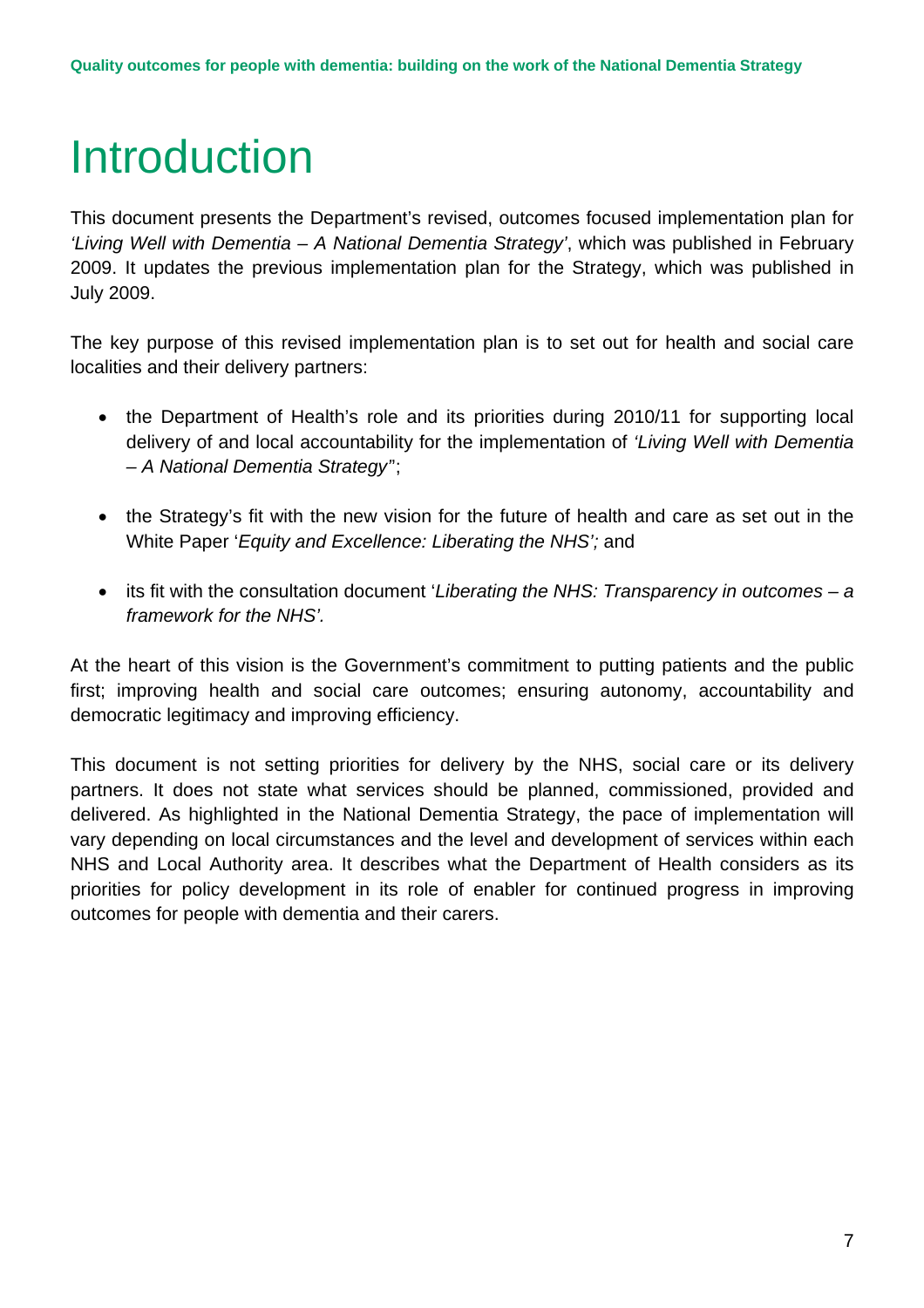# Introduction

This document presents the Department's revised, outcomes focused implementation plan for *'Living Well with Dementia – A National Dementia Strategy'*, which was published in February 2009. It updates the previous implementation plan for the Strategy, which was published in July 2009.

The key purpose of this revised implementation plan is to set out for health and social care localities and their delivery partners:

- the Department of Health's role and its priorities during 2010/11 for supporting local delivery of and local accountability for the implementation of *'Living Well with Dementia – A National Dementia Strategy'*';

- the Strategy's fit with the new vision for the future of health and care as set out in the White Paper '*Equity and Excellence: Liberating the NHS';* and

- its fit with the consultation document '*Liberating the NHS: Transparency in outcomes – a framework for the NHS'.*

At the heart of this vision is the Government's commitment to putting patients and the public first; improving health and social care outcomes; ensuring autonomy, accountability and democratic legitimacy and improving efficiency.

This document is not setting priorities for delivery by the NHS, social care or its delivery partners. It does not state what services should be planned, commissioned, provided and delivered. As highlighted in the National Dementia Strategy, the pace of implementation will vary depending on local circumstances and the level and development of services within each NHS and Local Authority area. It describes what the Department of Health considers as its priorities for policy development in its role of enabler for continued progress in improving outcomes for people with dementia and their carers.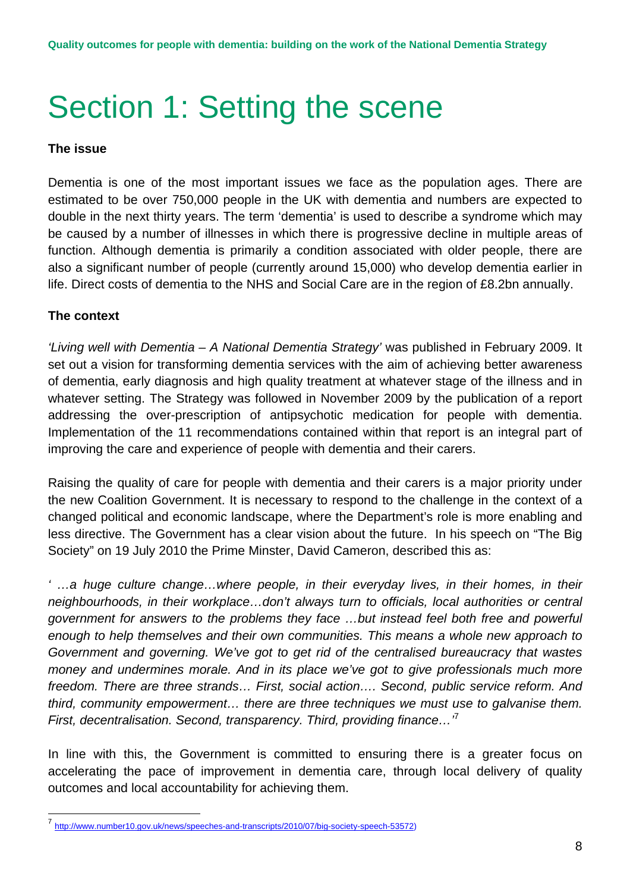# Section 1: Setting the scene

**The issue**

Dementia is one of the most important issues we face as the population ages. There are estimated to be over 750,000 people in the UK with dementia and numbers are expected to double in the next thirty years. The term 'dementia' is used to describe a syndrome which may be caused by a number of illnesses in which there is progressive decline in multiple areas of function. Although dementia is primarily a condition associated with older people, there are also a significant number of people (currently around 15,000) who develop dementia earlier in life. Direct costs of dementia to the NHS and Social Care are in the region of £8.2bn annually.

**The context**

*'Living well with Dementia – A National Dementia Strategy'* was published in February 2009. It set out a vision for transforming dementia services with the aim of achieving better awareness of dementia, early diagnosis and high quality treatment at whatever stage of the illness and in whatever setting. The Strategy was followed in November 2009 by the publication of a report addressing the over-prescription of antipsychotic medication for people with dementia. Implementation of the 11 recommendations contained within that report is an integral part of improving the care and experience of people with dementia and their carers.

Raising the quality of care for people with dementia and their carers is a major priority under the new Coalition Government. It is necessary to respond to the challenge in the context of a changed political and economic landscape, where the Department's role is more enabling and less directive. The Government has a clear vision about the future. In his speech on "The Big Society" on 19 July 2010 the Prime Minster, David Cameron, described this as:

*' …a huge culture change…where people, in their everyday lives, in their homes, in their neighbourhoods, in their workplace…don't always turn to officials, local authorities or central government for answers to the problems they face …but instead feel both free and powerful enough to help themselves and their own communities. This means a whole new approach to Government and governing. We've got to get rid of the centralised bureaucracy that wastes money and undermines morale. And in its place we've got to give professionals much more freedom. There are three strands… First, social action…. Second, public service reform. And third, community empowerment… there are three techniques we must use to galvanise them. First, decentralisation. Second, transparency. Third, providing finance…'*[7]

In line with this, the Government is committed to ensuring there is a greater focus on accelerating the pace of improvement in dementia care, through local delivery of quality outcomes and local accountability for achieving them.

[7] http://www.number10.gov.uk/news/speeches-and-transcripts/2010/07/big-society-speech-53572)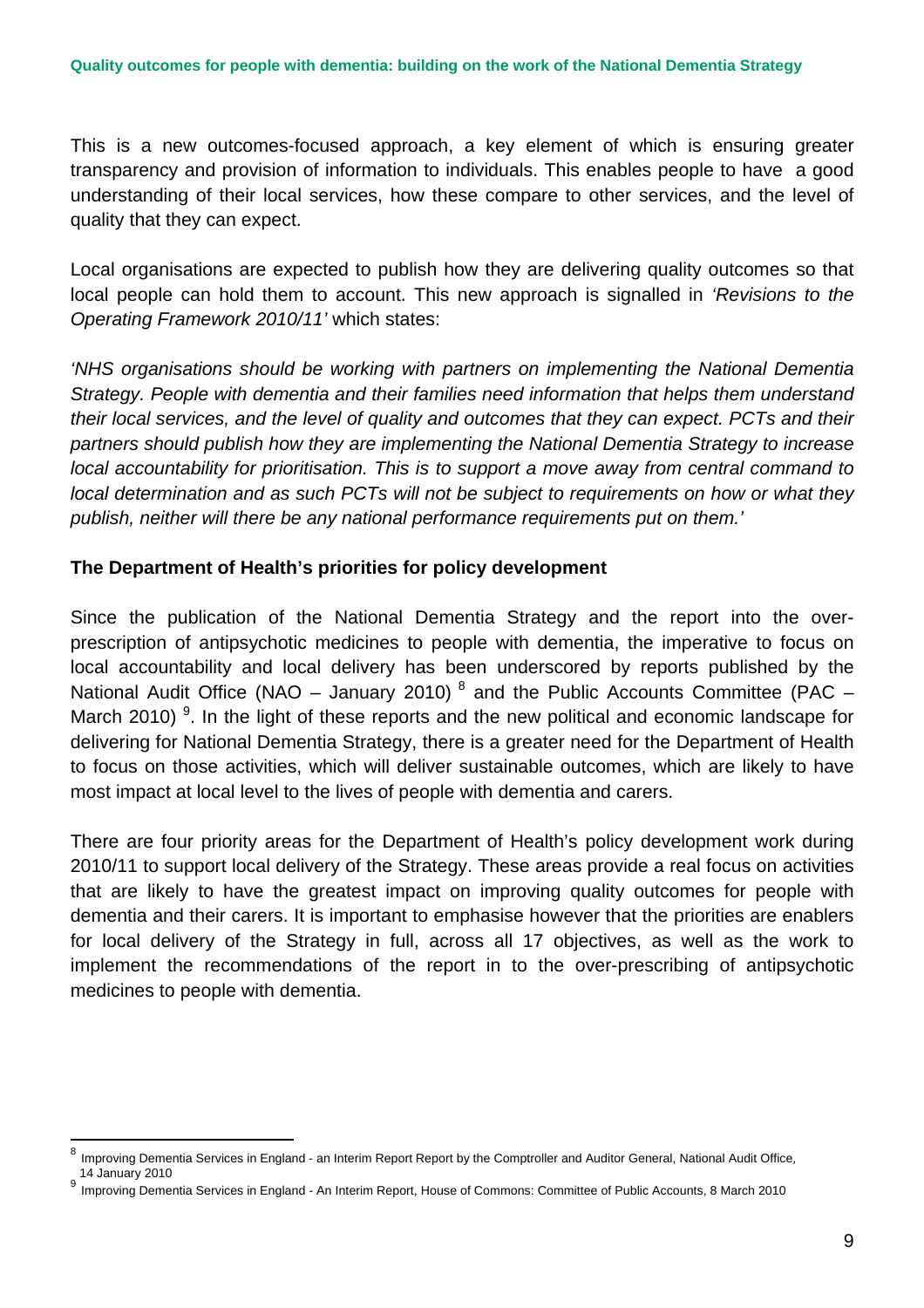This is a new outcomes-focused approach, a key element of which is ensuring greater transparency and provision of information to individuals. This enables people to have a good understanding of their local services, how these compare to other services, and the level of quality that they can expect.

Local organisations are expected to publish how they are delivering quality outcomes so that local people can hold them to account. This new approach is signalled in *'Revisions to the Operating Framework 2010/11'* which states:

*'NHS organisations should be working with partners on implementing the National Dementia Strategy. People with dementia and their families need information that helps them understand their local services, and the level of quality and outcomes that they can expect. PCTs and their partners should publish how they are implementing the National Dementia Strategy to increase local accountability for prioritisation. This is to support a move away from central command to local determination and as such PCTs will not be subject to requirements on how or what they publish, neither will there be any national performance requirements put on them.'*

**The Department of Health's priorities for policy development**

Since the publication of the National Dementia Strategy and the report into the over-prescription of antipsychotic medicines to people with dementia, the imperative to focus on local accountability and local delivery has been underscored by reports published by the National Audit Office (NAO – January 2010) [8] and the Public Accounts Committee (PAC – March 2010) [9]. In the light of these reports and the new political and economic landscape for delivering for National Dementia Strategy, there is a greater need for the Department of Health to focus on those activities, which will deliver sustainable outcomes, which are likely to have most impact at local level to the lives of people with dementia and carers.

There are four priority areas for the Department of Health's policy development work during 2010/11 to support local delivery of the Strategy. These areas provide a real focus on activities that are likely to have the greatest impact on improving quality outcomes for people with dementia and their carers. It is important to emphasise however that the priorities are enablers for local delivery of the Strategy in full, across all 17 objectives, as well as the work to implement the recommendations of the report in to the over-prescribing of antipsychotic medicines to people with dementia.

---

[8] Improving Dementia Services in England - an Interim Report Report by the Comptroller and Auditor General, National Audit Office, 14 January 2010

[9] Improving Dementia Services in England - An Interim Report, House of Commons: Committee of Public Accounts, 8 March 2010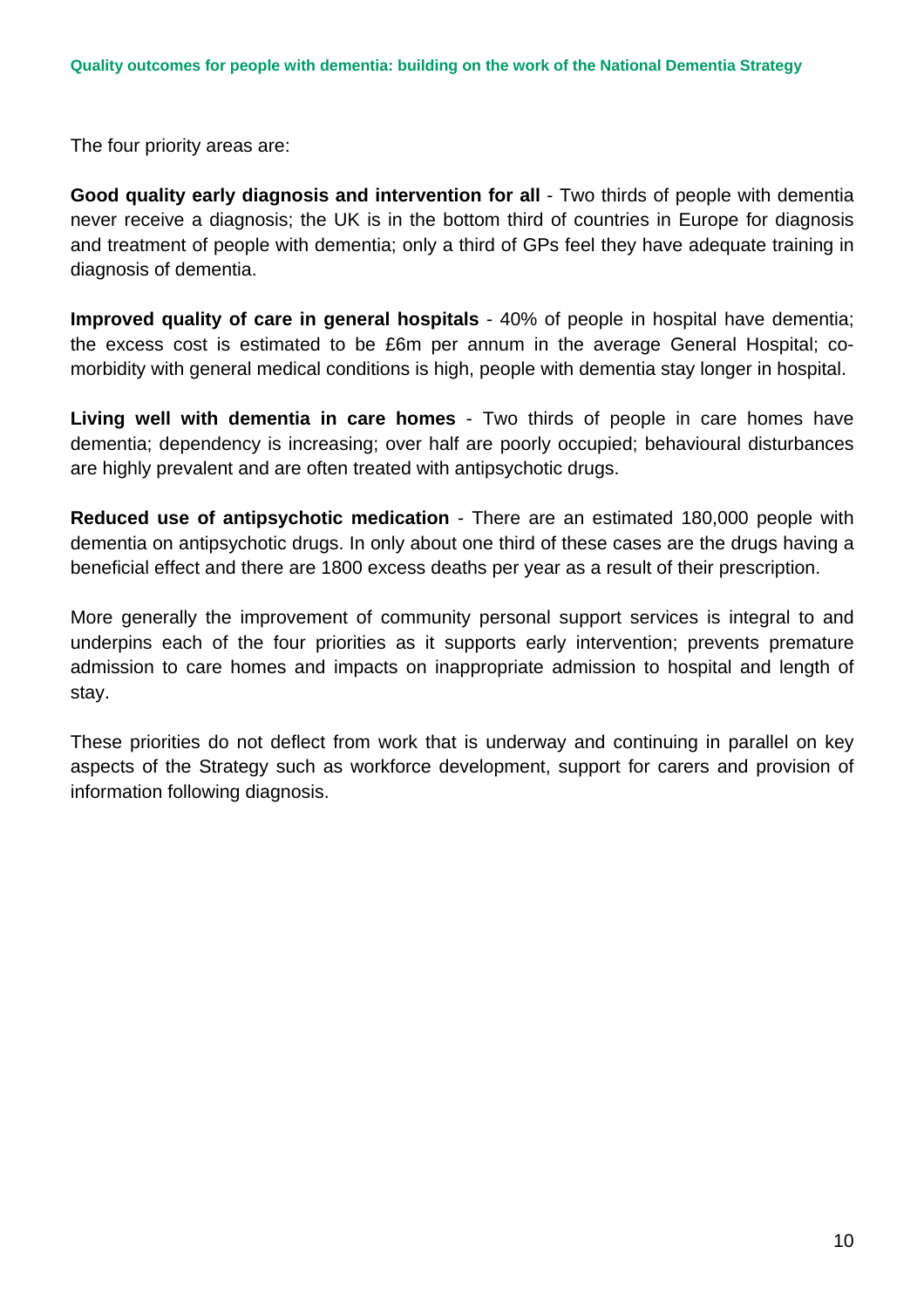The four priority areas are:

**Good quality early diagnosis and intervention for all** - Two thirds of people with dementia never receive a diagnosis; the UK is in the bottom third of countries in Europe for diagnosis and treatment of people with dementia; only a third of GPs feel they have adequate training in diagnosis of dementia.

**Improved quality of care in general hospitals** - 40% of people in hospital have dementia; the excess cost is estimated to be £6m per annum in the average General Hospital; co-morbidity with general medical conditions is high, people with dementia stay longer in hospital.

**Living well with dementia in care homes** - Two thirds of people in care homes have dementia; dependency is increasing; over half are poorly occupied; behavioural disturbances are highly prevalent and are often treated with antipsychotic drugs.

**Reduced use of antipsychotic medication** - There are an estimated 180,000 people with dementia on antipsychotic drugs. In only about one third of these cases are the drugs having a beneficial effect and there are 1800 excess deaths per year as a result of their prescription.

More generally the improvement of community personal support services is integral to and underpins each of the four priorities as it supports early intervention; prevents premature admission to care homes and impacts on inappropriate admission to hospital and length of stay.

These priorities do not deflect from work that is underway and continuing in parallel on key aspects of the Strategy such as workforce development, support for carers and provision of information following diagnosis.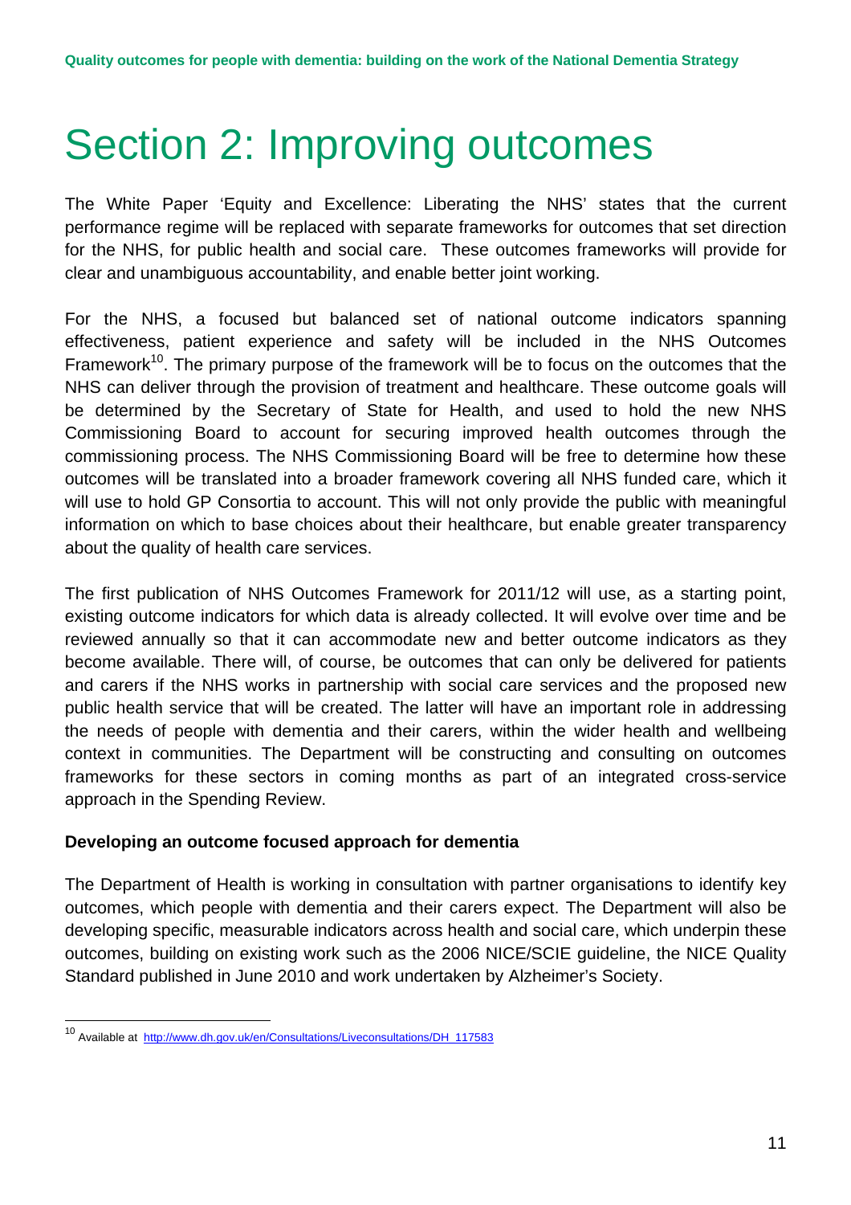# Section 2: Improving outcomes

The White Paper 'Equity and Excellence: Liberating the NHS' states that the current performance regime will be replaced with separate frameworks for outcomes that set direction for the NHS, for public health and social care. These outcomes frameworks will provide for clear and unambiguous accountability, and enable better joint working.

For the NHS, a focused but balanced set of national outcome indicators spanning effectiveness, patient experience and safety will be included in the NHS Outcomes Framework[10]. The primary purpose of the framework will be to focus on the outcomes that the NHS can deliver through the provision of treatment and healthcare. These outcome goals will be determined by the Secretary of State for Health, and used to hold the new NHS Commissioning Board to account for securing improved health outcomes through the commissioning process. The NHS Commissioning Board will be free to determine how these outcomes will be translated into a broader framework covering all NHS funded care, which it will use to hold GP Consortia to account. This will not only provide the public with meaningful information on which to base choices about their healthcare, but enable greater transparency about the quality of health care services.

The first publication of NHS Outcomes Framework for 2011/12 will use, as a starting point, existing outcome indicators for which data is already collected. It will evolve over time and be reviewed annually so that it can accommodate new and better outcome indicators as they become available. There will, of course, be outcomes that can only be delivered for patients and carers if the NHS works in partnership with social care services and the proposed new public health service that will be created. The latter will have an important role in addressing the needs of people with dementia and their carers, within the wider health and wellbeing context in communities. The Department will be constructing and consulting on outcomes frameworks for these sectors in coming months as part of an integrated cross-service approach in the Spending Review.

**Developing an outcome focused approach for dementia**

The Department of Health is working in consultation with partner organisations to identify key outcomes, which people with dementia and their carers expect. The Department will also be developing specific, measurable indicators across health and social care, which underpin these outcomes, building on existing work such as the 2006 NICE/SCIE guideline, the NICE Quality Standard published in June 2010 and work undertaken by Alzheimer's Society.

---

[10] Available at http://www.dh.gov.uk/en/Consultations/Liveconsultations/DH_117583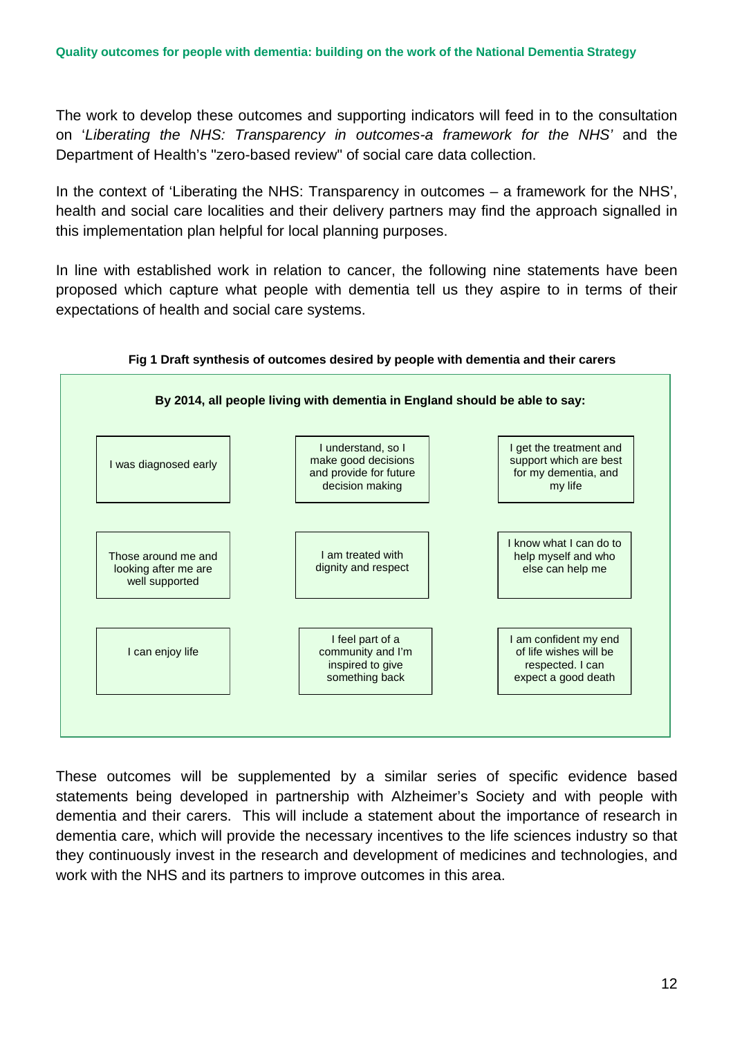The work to develop these outcomes and supporting indicators will feed in to the consultation on '*Liberating the NHS: Transparency in outcomes-a framework for the NHS*' and the Department of Health's "zero-based review" of social care data collection.

In the context of 'Liberating the NHS: Transparency in outcomes – a framework for the NHS', health and social care localities and their delivery partners may find the approach signalled in this implementation plan helpful for local planning purposes.

In line with established work in relation to cancer, the following nine statements have been proposed which capture what people with dementia tell us they aspire to in terms of their expectations of health and social care systems.

**Fig 1 Draft synthesis of outcomes desired by people with dementia and their carers**

**By 2014, all people living with dementia in England should be able to say:**

| | | |
|---|---|---|
| I was diagnosed early | I understand, so I make good decisions and provide for future decision making | I get the treatment and support which are best for my dementia, and my life |
| Those around me and looking after me are well supported | I am treated with dignity and respect | I know what I can do to help myself and who else can help me |
| I can enjoy life | I feel part of a community and I'm inspired to give something back | I am confident my end of life wishes will be respected. I can expect a good death |

These outcomes will be supplemented by a similar series of specific evidence based statements being developed in partnership with Alzheimer's Society and with people with dementia and their carers. This will include a statement about the importance of research in dementia care, which will provide the necessary incentives to the life sciences industry so that they continuously invest in the research and development of medicines and technologies, and work with the NHS and its partners to improve outcomes in this area.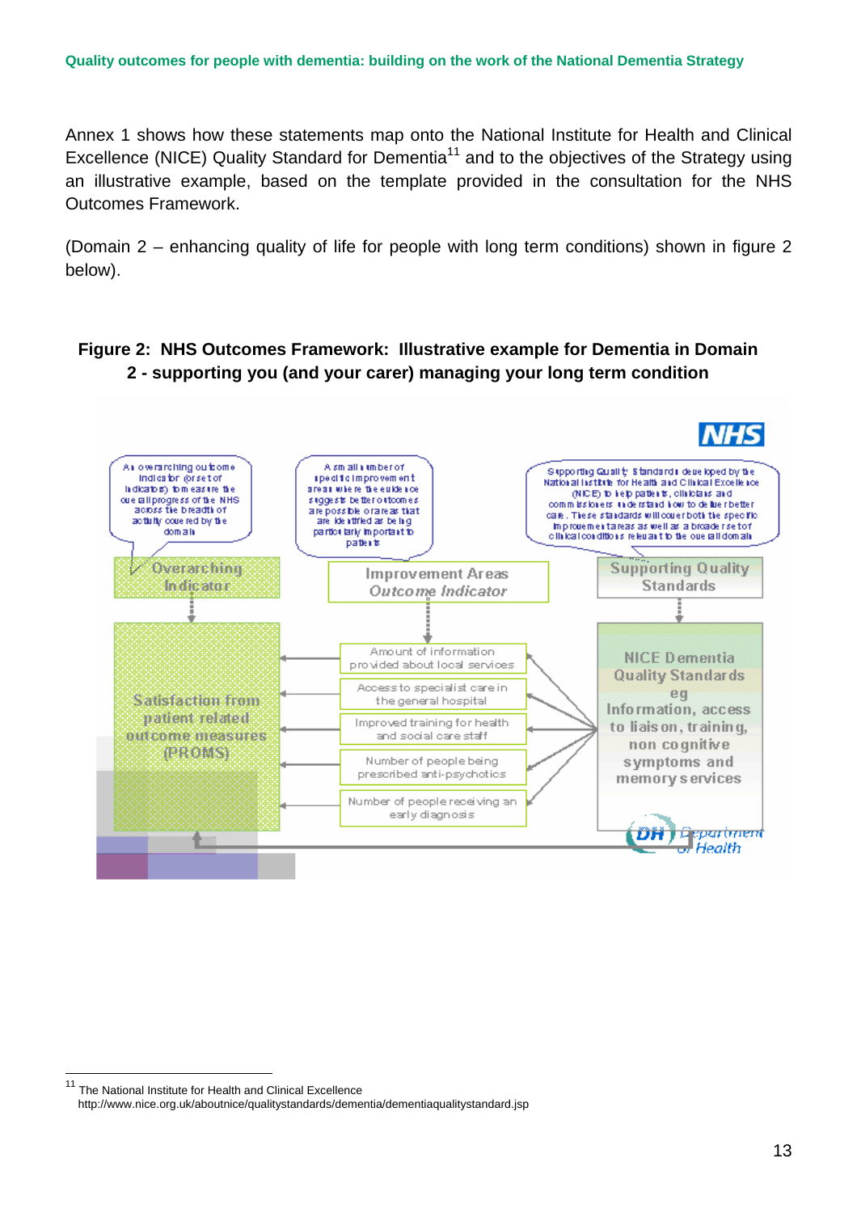Annex 1 shows how these statements map onto the National Institute for Health and Clinical Excellence (NICE) Quality Standard for Dementia[11] and to the objectives of the Strategy using an illustrative example, based on the template provided in the consultation for the NHS Outcomes Framework.

(Domain 2 – enhancing quality of life for people with long term conditions) shown in figure 2 below).

**Figure 2: NHS Outcomes Framework: Illustrative example for Dementia in Domain 2 - supporting you (and your carer) managing your long term condition**

NHS

An overarching outcome indicator (or set of indicators) to measure the overall progress of the NHS across the breadth of activity covered by the domain

A small number of specific improvement areas where the evidence suggests better outcomes are possible or areas that are identified as being particularly important to patients

Supporting Quality Standards developed by the National Institute for Health and Clinical Excellence (NICE) to help patients, clinicians and commissioners understand how to deliver better care. These standards will cover both the specific improvement areas as well as a broader set of clinical conditions relevant to the overall domain

Overarching Indicator

Improvement Areas
*Outcome Indicator*

Supporting Quality Standards

Satisfaction from patient related outcome measures (PROMS)

- Amount of information provided about local services
- Access to specialist care in the general hospital
- Improved training for health and social care staff
- Number of people being prescribed anti-psychotics
- Number of people receiving an early diagnosis

NICE Dementia Quality Standards eg Information, access to liaison, training, non cognitive symptoms and memory services

DH Department of Health

---

[11] The National Institute for Health and Clinical Excellence http://www.nice.org.uk/aboutnice/qualitystandards/dementia/dementiaqualitystandard.jsp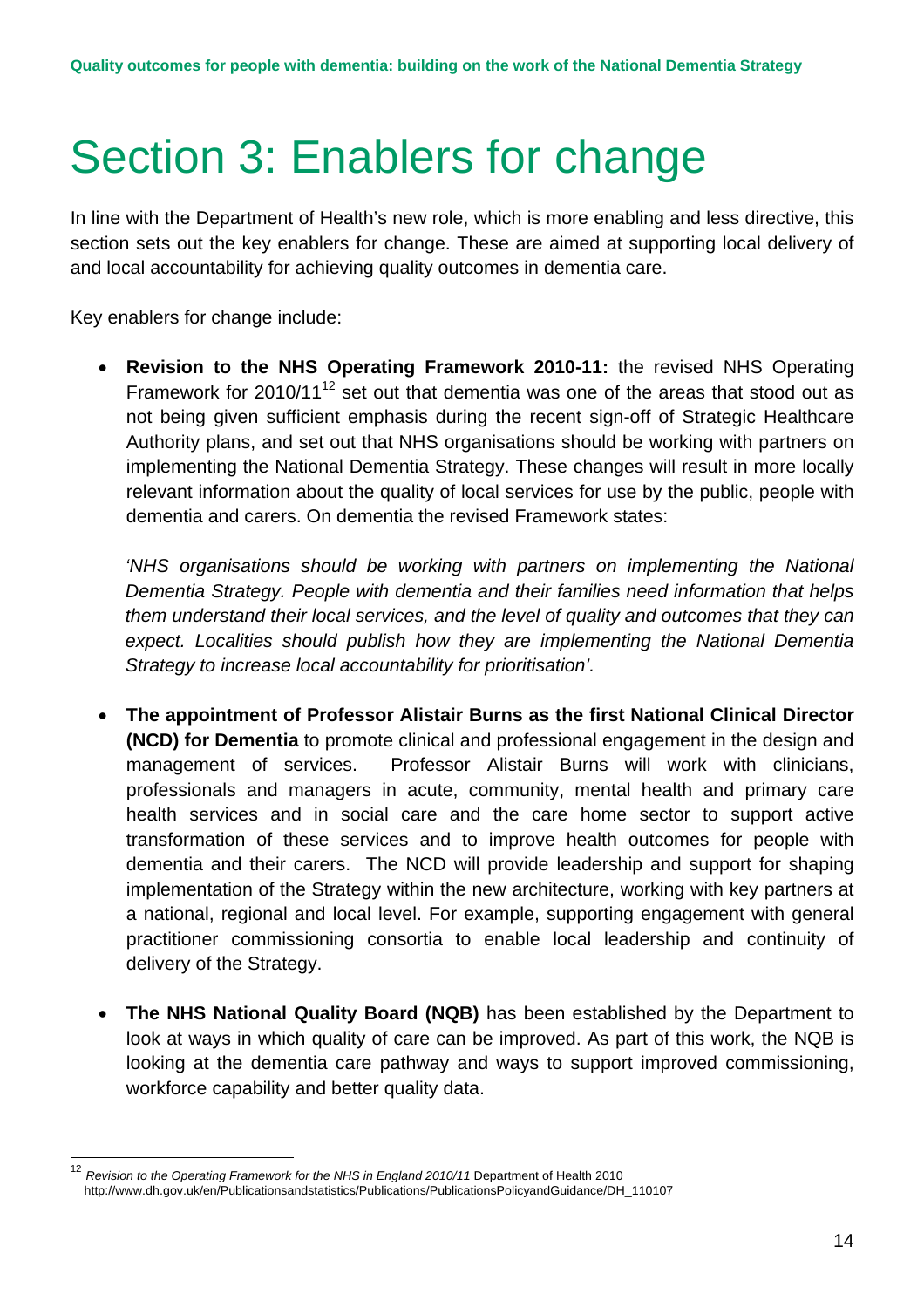# Section 3: Enablers for change

In line with the Department of Health's new role, which is more enabling and less directive, this section sets out the key enablers for change. These are aimed at supporting local delivery of and local accountability for achieving quality outcomes in dementia care.

Key enablers for change include:

- **Revision to the NHS Operating Framework 2010-11:** the revised NHS Operating Framework for 2010/11[12] set out that dementia was one of the areas that stood out as not being given sufficient emphasis during the recent sign-off of Strategic Healthcare Authority plans, and set out that NHS organisations should be working with partners on implementing the National Dementia Strategy. These changes will result in more locally relevant information about the quality of local services for use by the public, people with dementia and carers. On dementia the revised Framework states:

  *'NHS organisations should be working with partners on implementing the National Dementia Strategy. People with dementia and their families need information that helps them understand their local services, and the level of quality and outcomes that they can expect. Localities should publish how they are implementing the National Dementia Strategy to increase local accountability for prioritisation'.*

- **The appointment of Professor Alistair Burns as the first National Clinical Director (NCD) for Dementia** to promote clinical and professional engagement in the design and management of services. Professor Alistair Burns will work with clinicians, professionals and managers in acute, community, mental health and primary care health services and in social care and the care home sector to support active transformation of these services and to improve health outcomes for people with dementia and their carers. The NCD will provide leadership and support for shaping implementation of the Strategy within the new architecture, working with key partners at a national, regional and local level. For example, supporting engagement with general practitioner commissioning consortia to enable local leadership and continuity of delivery of the Strategy.

- **The NHS National Quality Board (NQB)** has been established by the Department to look at ways in which quality of care can be improved. As part of this work, the NQB is looking at the dementia care pathway and ways to support improved commissioning, workforce capability and better quality data.

---

[12] *Revision to the Operating Framework for the NHS in England 2010/11* Department of Health 2010 http://www.dh.gov.uk/en/Publicationsandstatistics/Publications/PublicationsPolicyandGuidance/DH_110107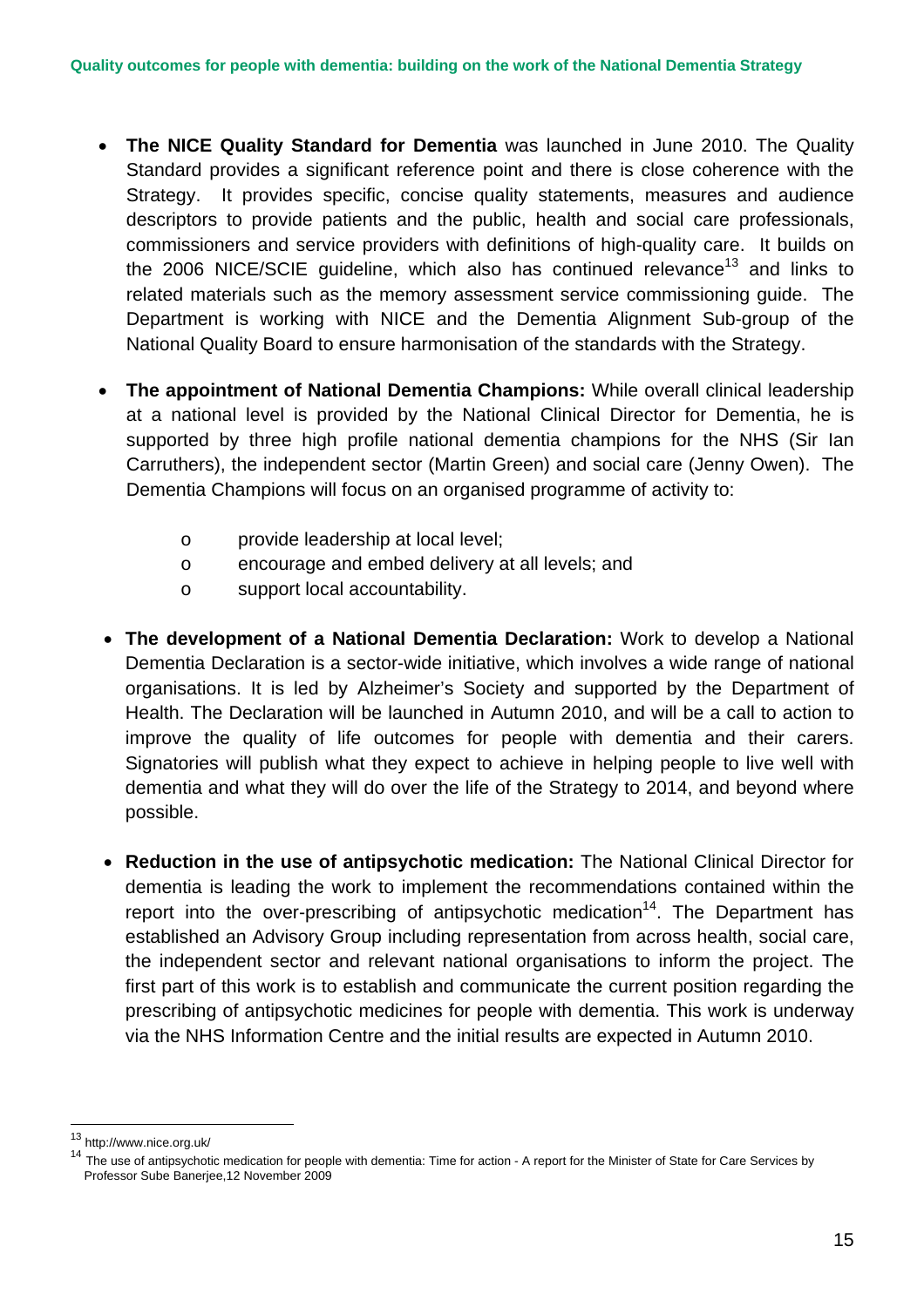- **The NICE Quality Standard for Dementia** was launched in June 2010. The Quality Standard provides a significant reference point and there is close coherence with the Strategy. It provides specific, concise quality statements, measures and audience descriptors to provide patients and the public, health and social care professionals, commissioners and service providers with definitions of high-quality care. It builds on the 2006 NICE/SCIE guideline, which also has continued relevance[13] and links to related materials such as the memory assessment service commissioning guide. The Department is working with NICE and the Dementia Alignment Sub-group of the National Quality Board to ensure harmonisation of the standards with the Strategy.

- **The appointment of National Dementia Champions:** While overall clinical leadership at a national level is provided by the National Clinical Director for Dementia, he is supported by three high profile national dementia champions for the NHS (Sir Ian Carruthers), the independent sector (Martin Green) and social care (Jenny Owen). The Dementia Champions will focus on an organised programme of activity to:

  - provide leadership at local level;
  - encourage and embed delivery at all levels; and
  - support local accountability.

- **The development of a National Dementia Declaration:** Work to develop a National Dementia Declaration is a sector-wide initiative, which involves a wide range of national organisations. It is led by Alzheimer's Society and supported by the Department of Health. The Declaration will be launched in Autumn 2010, and will be a call to action to improve the quality of life outcomes for people with dementia and their carers. Signatories will publish what they expect to achieve in helping people to live well with dementia and what they will do over the life of the Strategy to 2014, and beyond where possible.

- **Reduction in the use of antipsychotic medication:** The National Clinical Director for dementia is leading the work to implement the recommendations contained within the report into the over-prescribing of antipsychotic medication[14]. The Department has established an Advisory Group including representation from across health, social care, the independent sector and relevant national organisations to inform the project. The first part of this work is to establish and communicate the current position regarding the prescribing of antipsychotic medicines for people with dementia. This work is underway via the NHS Information Centre and the initial results are expected in Autumn 2010.

---

[13] http://www.nice.org.uk/

[14] The use of antipsychotic medication for people with dementia: Time for action - A report for the Minister of State for Care Services by Professor Sube Banerjee,12 November 2009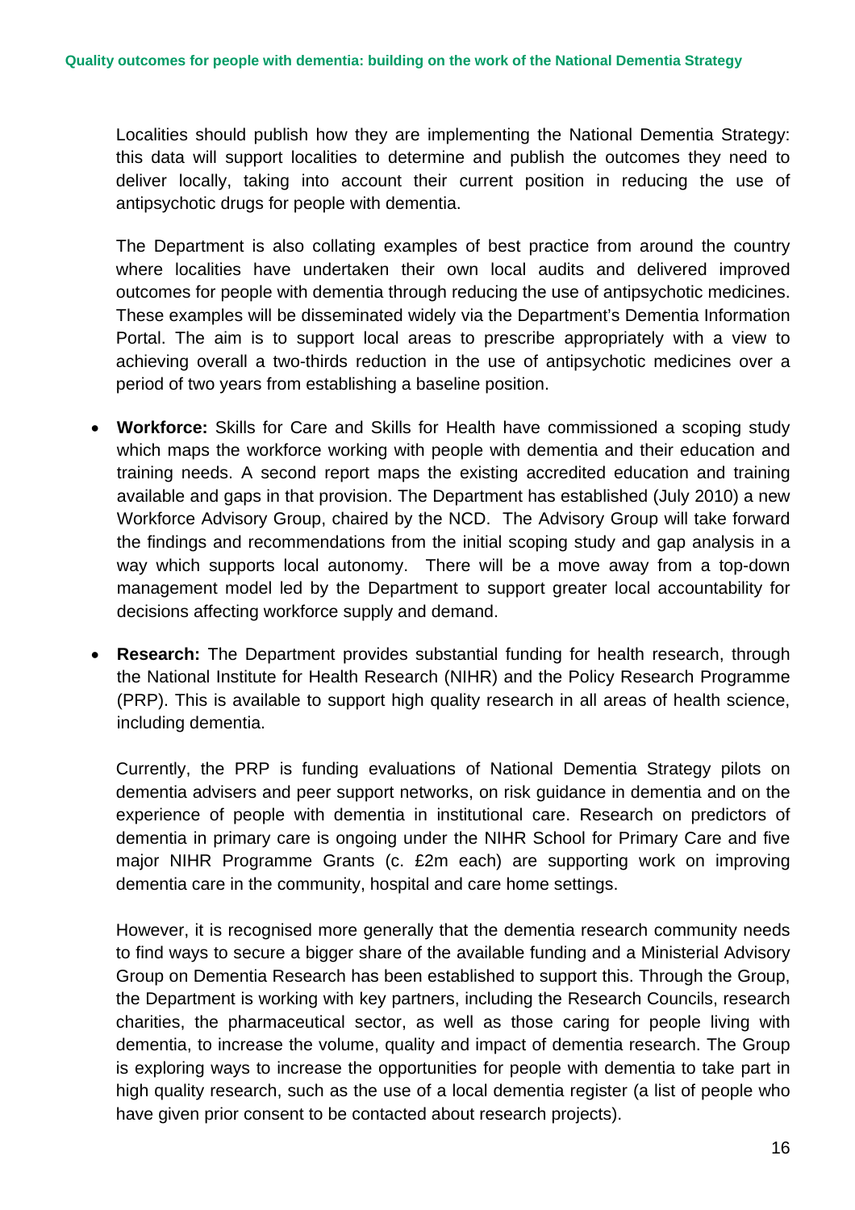Localities should publish how they are implementing the National Dementia Strategy: this data will support localities to determine and publish the outcomes they need to deliver locally, taking into account their current position in reducing the use of antipsychotic drugs for people with dementia.

The Department is also collating examples of best practice from around the country where localities have undertaken their own local audits and delivered improved outcomes for people with dementia through reducing the use of antipsychotic medicines. These examples will be disseminated widely via the Department's Dementia Information Portal. The aim is to support local areas to prescribe appropriately with a view to achieving overall a two-thirds reduction in the use of antipsychotic medicines over a period of two years from establishing a baseline position.

- **Workforce:** Skills for Care and Skills for Health have commissioned a scoping study which maps the workforce working with people with dementia and their education and training needs. A second report maps the existing accredited education and training available and gaps in that provision. The Department has established (July 2010) a new Workforce Advisory Group, chaired by the NCD. The Advisory Group will take forward the findings and recommendations from the initial scoping study and gap analysis in a way which supports local autonomy. There will be a move away from a top-down management model led by the Department to support greater local accountability for decisions affecting workforce supply and demand.

- **Research:** The Department provides substantial funding for health research, through the National Institute for Health Research (NIHR) and the Policy Research Programme (PRP). This is available to support high quality research in all areas of health science, including dementia.

  Currently, the PRP is funding evaluations of National Dementia Strategy pilots on dementia advisers and peer support networks, on risk guidance in dementia and on the experience of people with dementia in institutional care. Research on predictors of dementia in primary care is ongoing under the NIHR School for Primary Care and five major NIHR Programme Grants (c. £2m each) are supporting work on improving dementia care in the community, hospital and care home settings.

  However, it is recognised more generally that the dementia research community needs to find ways to secure a bigger share of the available funding and a Ministerial Advisory Group on Dementia Research has been established to support this. Through the Group, the Department is working with key partners, including the Research Councils, research charities, the pharmaceutical sector, as well as those caring for people living with dementia, to increase the volume, quality and impact of dementia research. The Group is exploring ways to increase the opportunities for people with dementia to take part in high quality research, such as the use of a local dementia register (a list of people who have given prior consent to be contacted about research projects).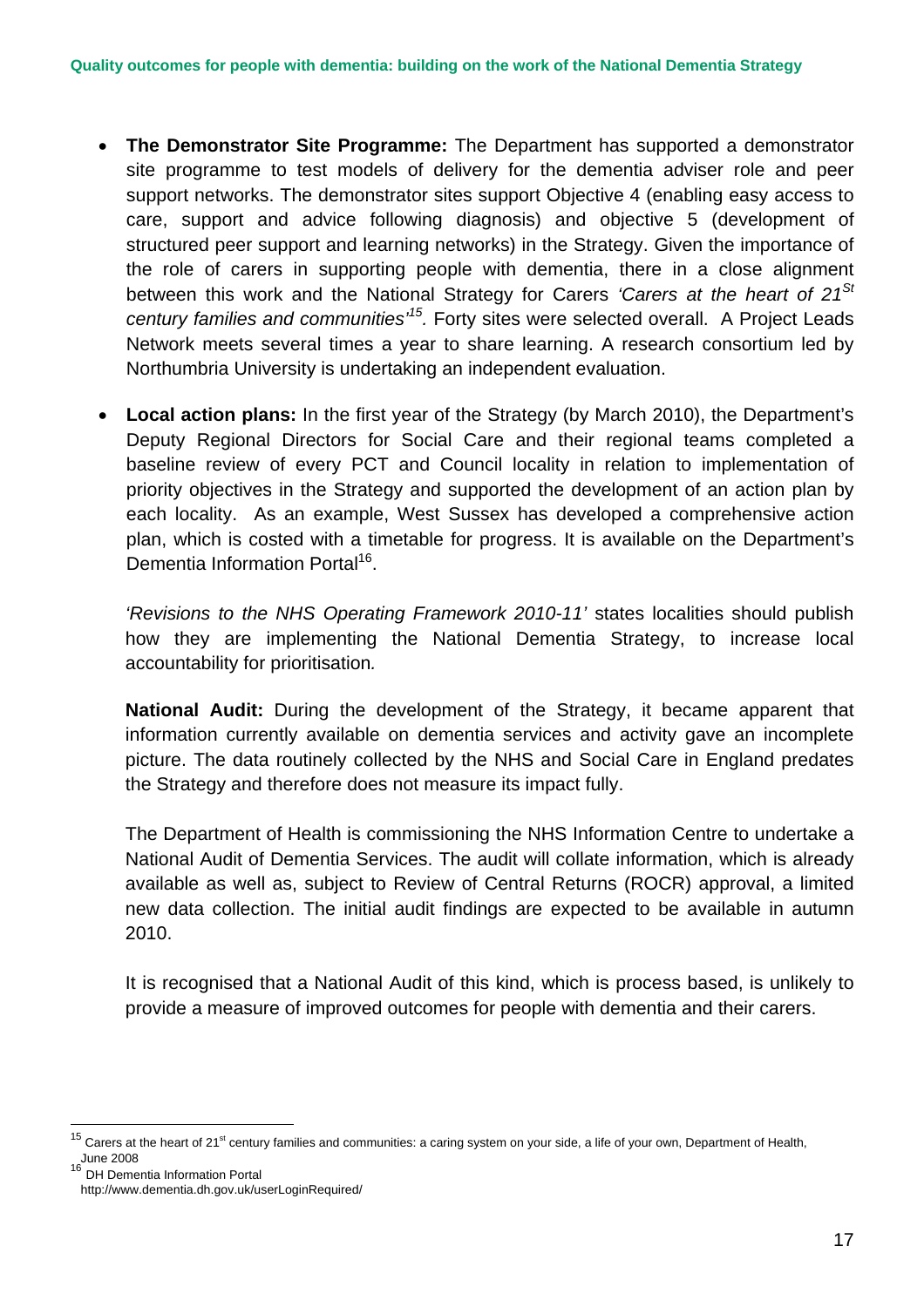- **The Demonstrator Site Programme:** The Department has supported a demonstrator site programme to test models of delivery for the dementia adviser role and peer support networks. The demonstrator sites support Objective 4 (enabling easy access to care, support and advice following diagnosis) and objective 5 (development of structured peer support and learning networks) in the Strategy. Given the importance of the role of carers in supporting people with dementia, there in a close alignment between this work and the National Strategy for Carers *'Carers at the heart of 21St century families and communities'*[15]. Forty sites were selected overall. A Project Leads Network meets several times a year to share learning. A research consortium led by Northumbria University is undertaking an independent evaluation.

- **Local action plans:** In the first year of the Strategy (by March 2010), the Department's Deputy Regional Directors for Social Care and their regional teams completed a baseline review of every PCT and Council locality in relation to implementation of priority objectives in the Strategy and supported the development of an action plan by each locality. As an example, West Sussex has developed a comprehensive action plan, which is costed with a timetable for progress. It is available on the Department's Dementia Information Portal[16].

  *'Revisions to the NHS Operating Framework 2010-11'* states localities should publish how they are implementing the National Dementia Strategy, to increase local accountability for prioritisation.

  **National Audit:** During the development of the Strategy, it became apparent that information currently available on dementia services and activity gave an incomplete picture. The data routinely collected by the NHS and Social Care in England predates the Strategy and therefore does not measure its impact fully.

  The Department of Health is commissioning the NHS Information Centre to undertake a National Audit of Dementia Services. The audit will collate information, which is already available as well as, subject to Review of Central Returns (ROCR) approval, a limited new data collection. The initial audit findings are expected to be available in autumn 2010.

  It is recognised that a National Audit of this kind, which is process based, is unlikely to provide a measure of improved outcomes for people with dementia and their carers.

---

[15] Carers at the heart of 21st century families and communities: a caring system on your side, a life of your own, Department of Health, June 2008

[16] DH Dementia Information Portal http://www.dementia.dh.gov.uk/userLoginRequired/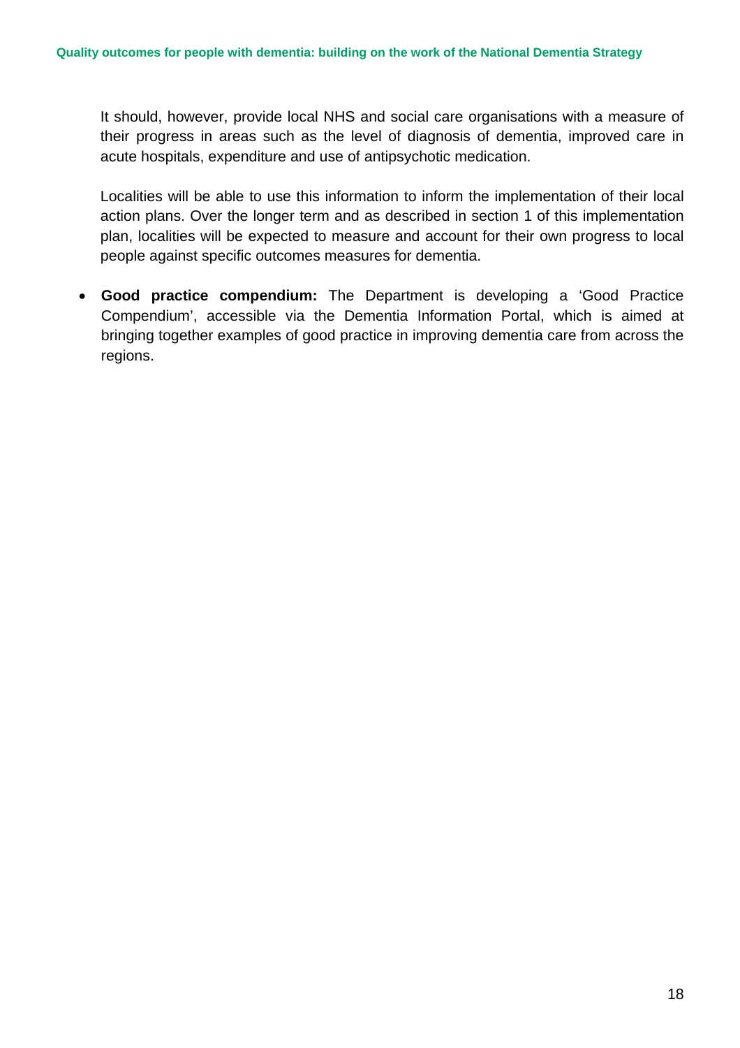It should, however, provide local NHS and social care organisations with a measure of their progress in areas such as the level of diagnosis of dementia, improved care in acute hospitals, expenditure and use of antipsychotic medication.

Localities will be able to use this information to inform the implementation of their local action plans. Over the longer term and as described in section 1 of this implementation plan, localities will be expected to measure and account for their own progress to local people against specific outcomes measures for dementia.

- **Good practice compendium:** The Department is developing a 'Good Practice Compendium', accessible via the Dementia Information Portal, which is aimed at bringing together examples of good practice in improving dementia care from across the regions.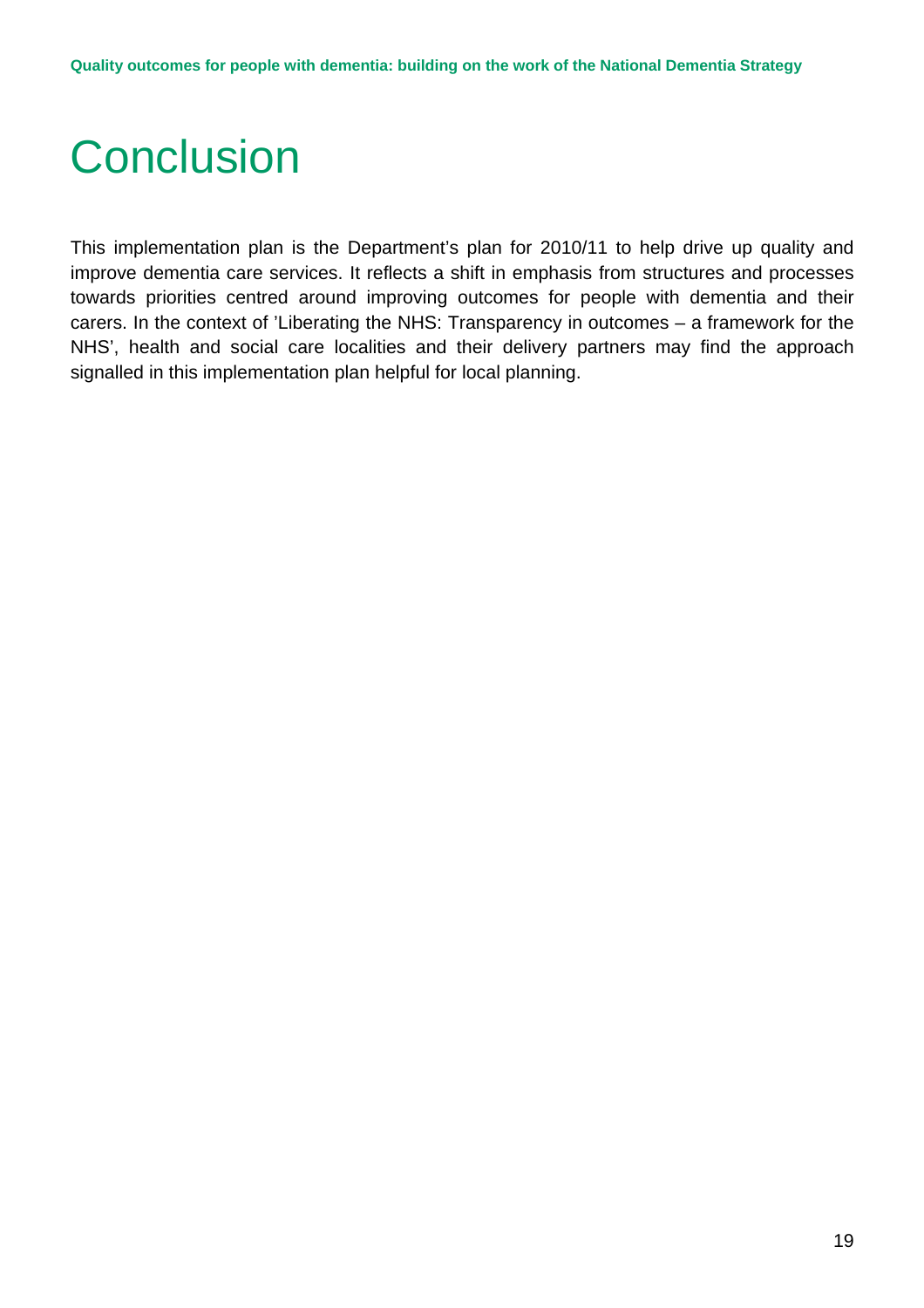# Conclusion

This implementation plan is the Department's plan for 2010/11 to help drive up quality and improve dementia care services. It reflects a shift in emphasis from structures and processes towards priorities centred around improving outcomes for people with dementia and their carers. In the context of 'Liberating the NHS: Transparency in outcomes – a framework for the NHS', health and social care localities and their delivery partners may find the approach signalled in this implementation plan helpful for local planning.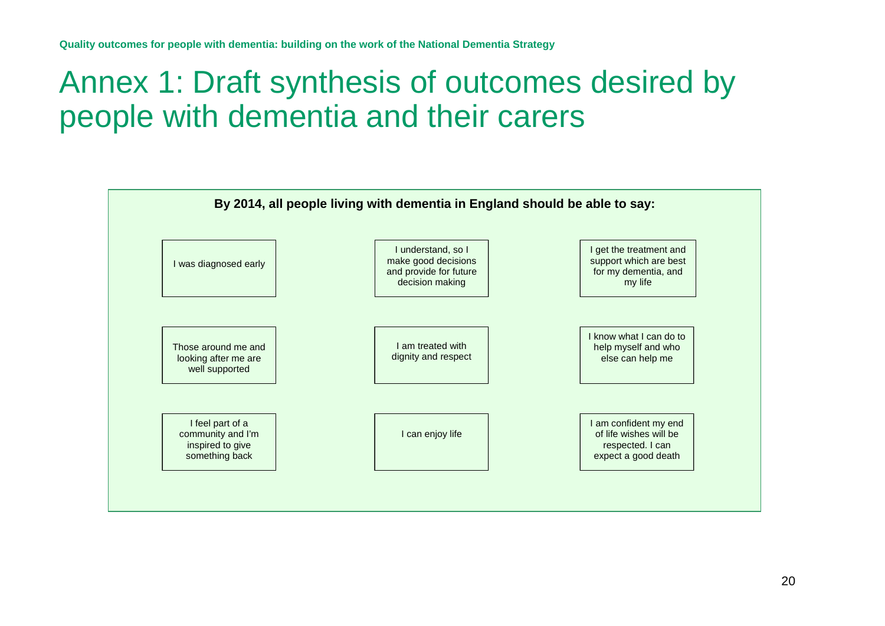# Annex 1: Draft synthesis of outcomes desired by people with dementia and their carers

**By 2014, all people living with dementia in England should be able to say:**

| | | |
|---|---|---|
| I was diagnosed early | I understand, so I make good decisions and provide for future decision making | I get the treatment and support which are best for my dementia, and my life |
| Those around me and looking after me are well supported | I am treated with dignity and respect | I know what I can do to help myself and who else can help me |
| I feel part of a community and I'm inspired to give something back | I can enjoy life | I am confident my end of life wishes will be respected. I can expect a good death |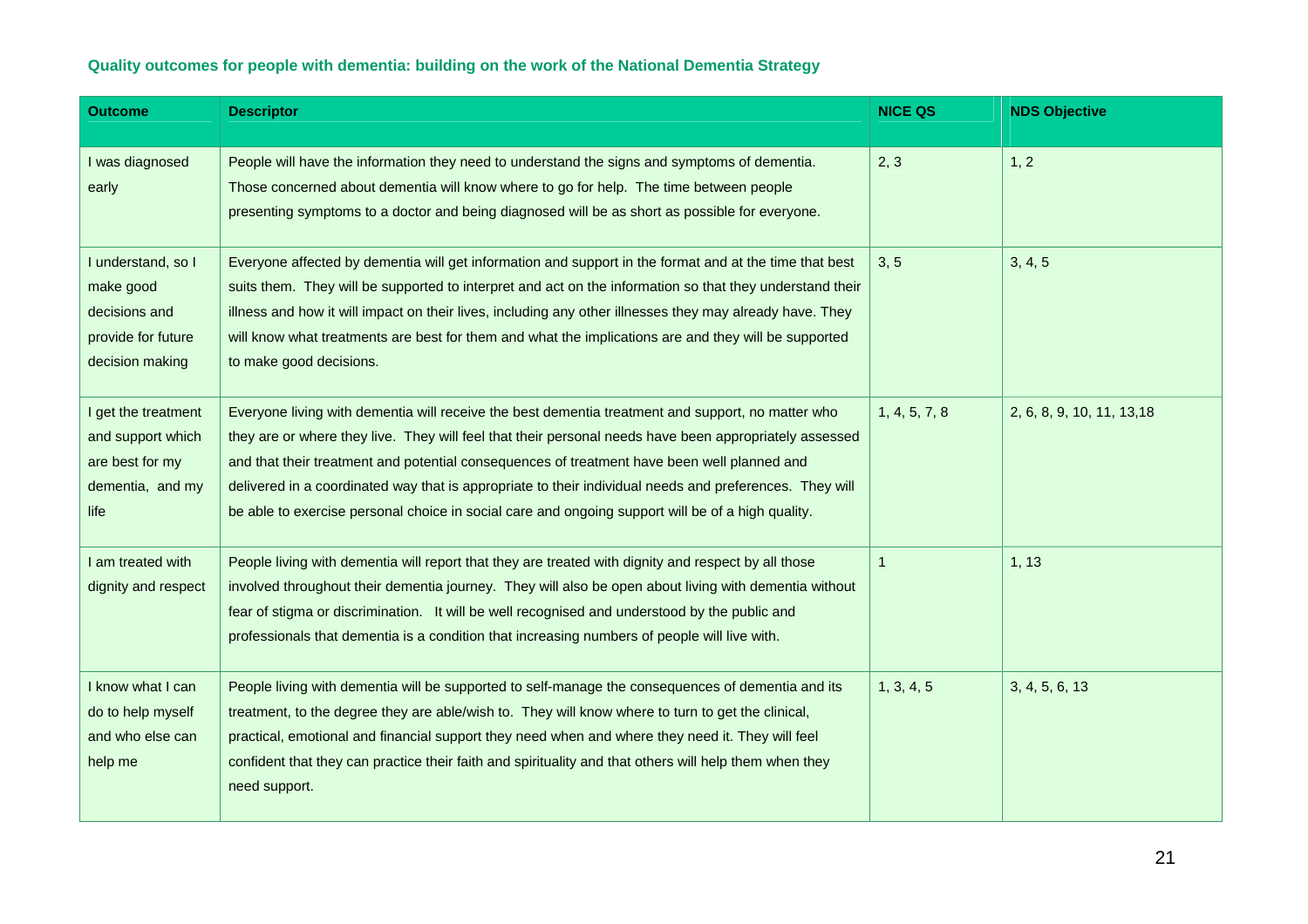### Quality outcomes for people with dementia: building on the work of the National Dementia Strategy

| Outcome | Descriptor | NICE QS | NDS Objective |
|---|---|---|---|
| I was diagnosed early | People will have the information they need to understand the signs and symptoms of dementia. Those concerned about dementia will know where to go for help. The time between people presenting symptoms to a doctor and being diagnosed will be as short as possible for everyone. | 2, 3 | 1, 2 |
| I understand, so I make good decisions and provide for future decision making | Everyone affected by dementia will get information and support in the format and at the time that best suits them. They will be supported to interpret and act on the information so that they understand their illness and how it will impact on their lives, including any other illnesses they may already have. They will know what treatments are best for them and what the implications are and they will be supported to make good decisions. | 3, 5 | 3, 4, 5 |
| I get the treatment and support which are best for my dementia, and my life | Everyone living with dementia will receive the best dementia treatment and support, no matter who they are or where they live. They will feel that their personal needs have been appropriately assessed and that their treatment and potential consequences of treatment have been well planned and delivered in a coordinated way that is appropriate to their individual needs and preferences. They will be able to exercise personal choice in social care and ongoing support will be of a high quality. | 1, 4, 5, 7, 8 | 2, 6, 8, 9, 10, 11, 13,18 |
| I am treated with dignity and respect | People living with dementia will report that they are treated with dignity and respect by all those involved throughout their dementia journey. They will also be open about living with dementia without fear of stigma or discrimination. It will be well recognised and understood by the public and professionals that dementia is a condition that increasing numbers of people will live with. | 1 | 1, 13 |
| I know what I can do to help myself and who else can help me | People living with dementia will be supported to self-manage the consequences of dementia and its treatment, to the degree they are able/wish to. They will know where to turn to get the clinical, practical, emotional and financial support they need when and where they need it. They will feel confident that they can practice their faith and spirituality and that others will help them when they need support. | 1, 3, 4, 5 | 3, 4, 5, 6, 13 |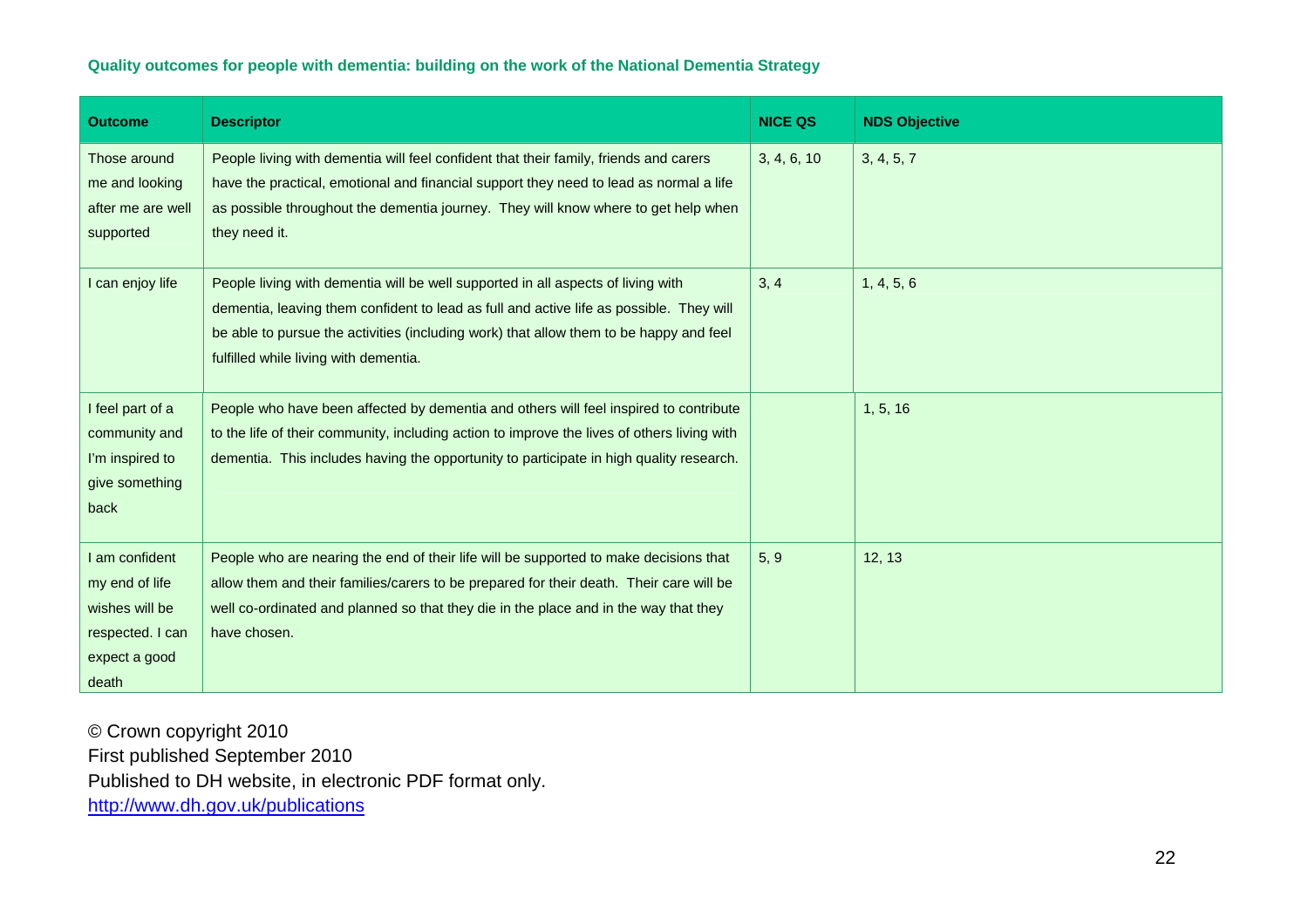**Quality outcomes for people with dementia: building on the work of the National Dementia Strategy**

| Outcome | Descriptor | NICE QS | NDS Objective |
|---|---|---|---|
| Those around me and looking after me are well supported | People living with dementia will feel confident that their family, friends and carers have the practical, emotional and financial support they need to lead as normal a life as possible throughout the dementia journey. They will know where to get help when they need it. | 3, 4, 6, 10 | 3, 4, 5, 7 |
| I can enjoy life | People living with dementia will be well supported in all aspects of living with dementia, leaving them confident to lead as full and active life as possible. They will be able to pursue the activities (including work) that allow them to be happy and feel fulfilled while living with dementia. | 3, 4 | 1, 4, 5, 6 |
| I feel part of a community and I'm inspired to give something back | People who have been affected by dementia and others will feel inspired to contribute to the life of their community, including action to improve the lives of others living with dementia. This includes having the opportunity to participate in high quality research. | | 1, 5, 16 |
| I am confident my end of life wishes will be respected. I can expect a good death | People who are nearing the end of their life will be supported to make decisions that allow them and their families/carers to be prepared for their death. Their care will be well co-ordinated and planned so that they die in the place and in the way that they have chosen. | 5, 9 | 12, 13 |

© Crown copyright 2010
First published September 2010
Published to DH website, in electronic PDF format only.
http://www.dh.gov.uk/publications